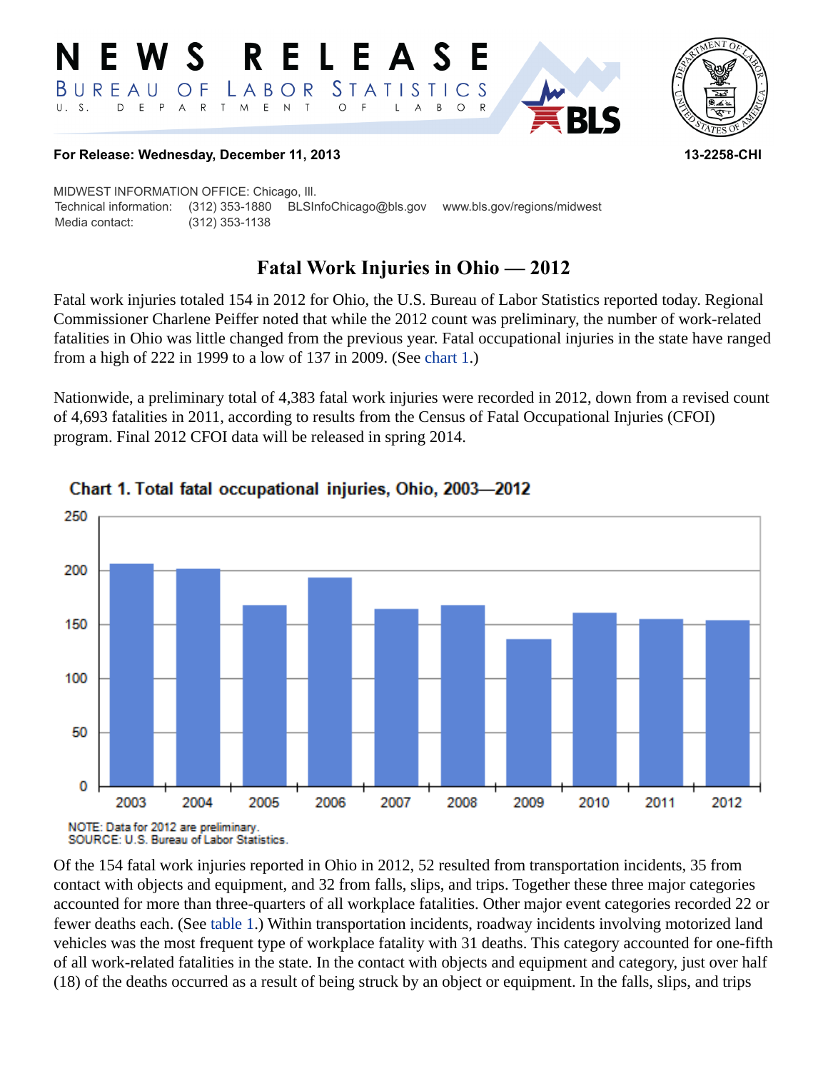# NEWS RELEASE

BUREAU OF LABOR STATISTICS

U. S. DEPARTMENT OF LABOR

**For Release: Wednesday, December 11, 2013**

**13-2258-CHI**

MIDWEST INFORMATION OFFICE: Chicago, Ill.

Technical information: (312) 353-1880 BLSInfoChicago@bls.gov www.bls.gov/regions/midwest

Media contact: (312) 353-1138

## Fatal Work Injuries in Ohio — 2012

Fatal work injuries totaled 154 in 2012 for Ohio, the U.S. Bureau of Labor Statistics reported today. Regional Commissioner Charlene Peiffer noted that while the 2012 count was preliminary, the number of work-related fatalities in Ohio was little changed from the previous year. Fatal occupational injuries in the state have ranged from a high of 222 in 1999 to a low of 137 in 2009. (See chart 1.)

Nationwide, a preliminary total of 4,383 fatal work injuries were recorded in 2012, down from a revised count of 4,693 fatalities in 2011, according to results from the Census of Fatal Occupational Injuries (CFOI) program. Final 2012 CFOI data will be released in spring 2014.

**Chart 1. Total fatal occupational injuries, Ohio, 2003—2012**

NOTE: Data for 2012 are preliminary.
SOURCE: U.S. Bureau of Labor Statistics.

Of the 154 fatal work injuries reported in Ohio in 2012, 52 resulted from transportation incidents, 35 from contact with objects and equipment, and 32 from falls, slips, and trips. Together these three major categories accounted for more than three-quarters of all workplace fatalities. Other major event categories recorded 22 or fewer deaths each. (See table 1.) Within transportation incidents, roadway incidents involving motorized land vehicles was the most frequent type of workplace fatality with 31 deaths. This category accounted for one-fifth of all work-related fatalities in the state. In the contact with objects and equipment and category, just over half (18) of the deaths occurred as a result of being struck by an object or equipment. In the falls, slips, and trips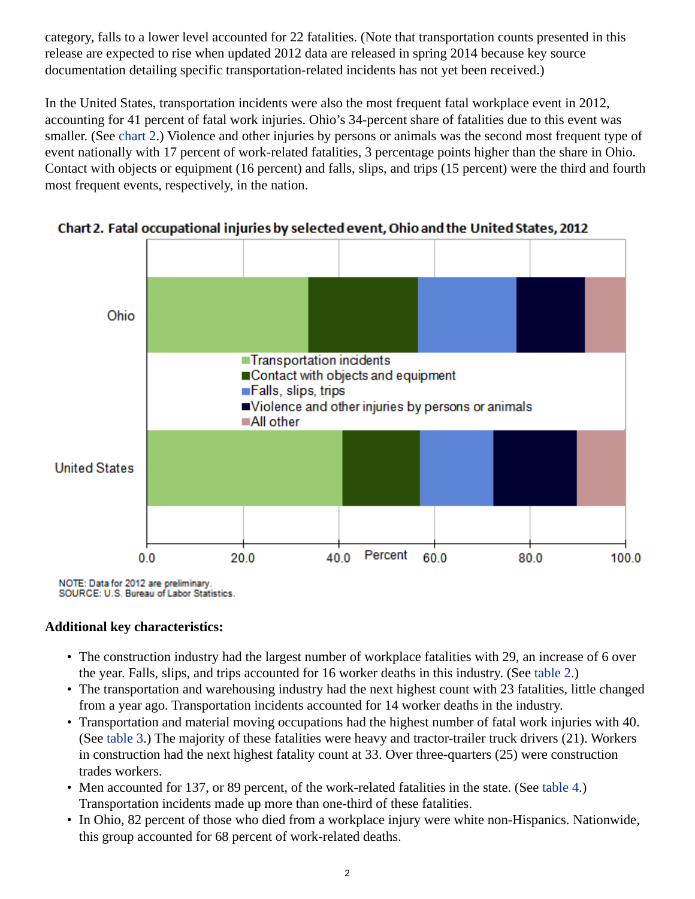category, falls to a lower level accounted for 22 fatalities. (Note that transportation counts presented in this release are expected to rise when updated 2012 data are released in spring 2014 because key source documentation detailing specific transportation-related incidents has not yet been received.)

In the United States, transportation incidents were also the most frequent fatal workplace event in 2012, accounting for 41 percent of fatal work injuries. Ohio's 34-percent share of fatalities due to this event was smaller. (See chart 2.) Violence and other injuries by persons or animals was the second most frequent type of event nationally with 17 percent of work-related fatalities, 3 percentage points higher than the share in Ohio. Contact with objects or equipment (16 percent) and falls, slips, and trips (15 percent) were the third and fourth most frequent events, respectively, in the nation.

**Chart 2. Fatal occupational injuries by selected event, Ohio and the United States, 2012**

NOTE: Data for 2012 are preliminary.
SOURCE: U.S. Bureau of Labor Statistics.

**Additional key characteristics:**

- The construction industry had the largest number of workplace fatalities with 29, an increase of 6 over the year. Falls, slips, and trips accounted for 16 worker deaths in this industry. (See table 2.)
- The transportation and warehousing industry had the next highest count with 23 fatalities, little changed from a year ago. Transportation incidents accounted for 14 worker deaths in the industry.
- Transportation and material moving occupations had the highest number of fatal work injuries with 40. (See table 3.) The majority of these fatalities were heavy and tractor-trailer truck drivers (21). Workers in construction had the next highest fatality count at 33. Over three-quarters (25) were construction trades workers.
- Men accounted for 137, or 89 percent, of the work-related fatalities in the state. (See table 4.) Transportation incidents made up more than one-third of these fatalities.
- In Ohio, 82 percent of those who died from a workplace injury were white non-Hispanics. Nationwide, this group accounted for 68 percent of work-related deaths.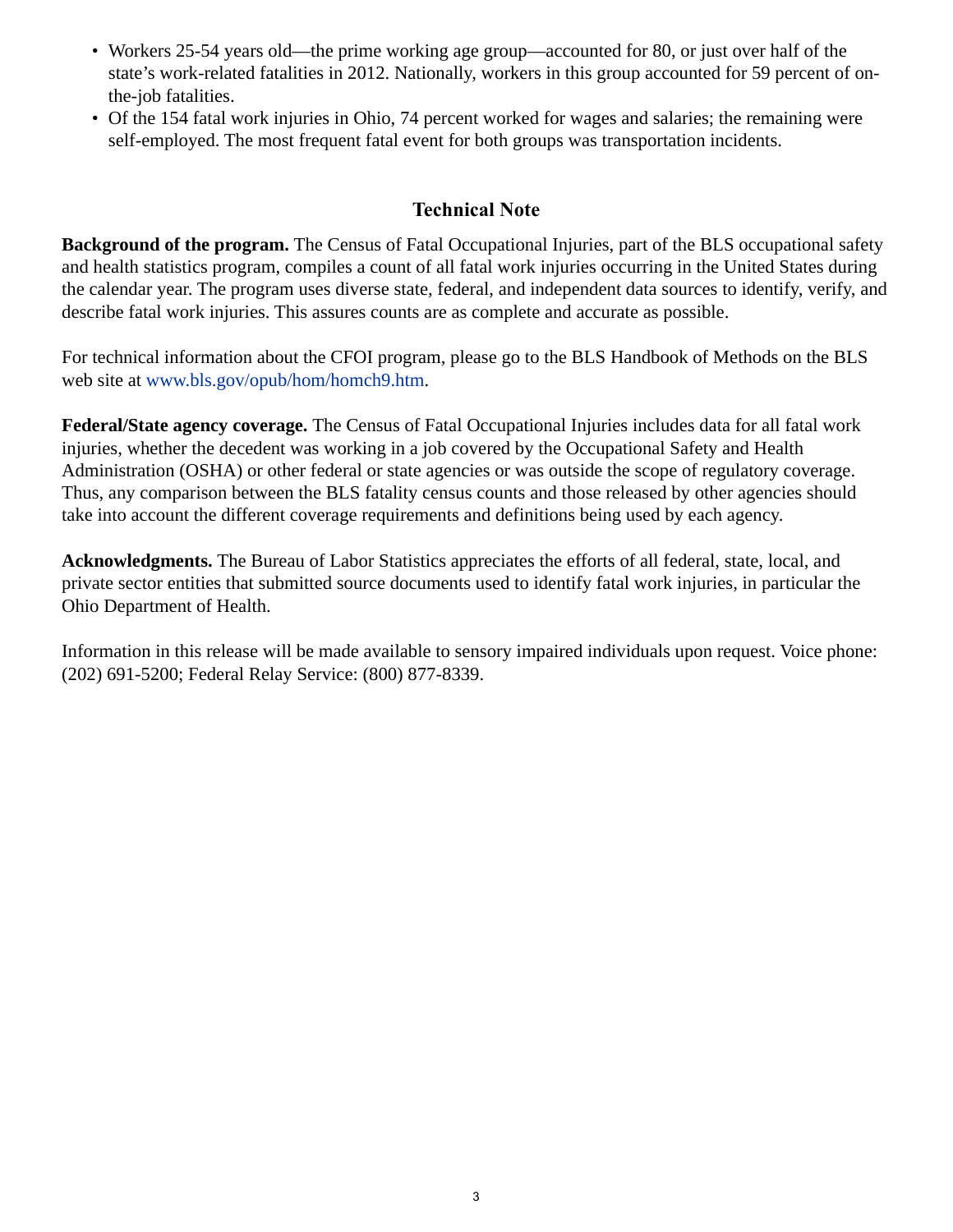- Workers 25-54 years old—the prime working age group—accounted for 80, or just over half of the state's work-related fatalities in 2012. Nationally, workers in this group accounted for 59 percent of on-the-job fatalities.
- Of the 154 fatal work injuries in Ohio, 74 percent worked for wages and salaries; the remaining were self-employed. The most frequent fatal event for both groups was transportation incidents.

## Technical Note

**Background of the program.** The Census of Fatal Occupational Injuries, part of the BLS occupational safety and health statistics program, compiles a count of all fatal work injuries occurring in the United States during the calendar year. The program uses diverse state, federal, and independent data sources to identify, verify, and describe fatal work injuries. This assures counts are as complete and accurate as possible.

For technical information about the CFOI program, please go to the BLS Handbook of Methods on the BLS web site at www.bls.gov/opub/hom/homch9.htm.

**Federal/State agency coverage.** The Census of Fatal Occupational Injuries includes data for all fatal work injuries, whether the decedent was working in a job covered by the Occupational Safety and Health Administration (OSHA) or other federal or state agencies or was outside the scope of regulatory coverage. Thus, any comparison between the BLS fatality census counts and those released by other agencies should take into account the different coverage requirements and definitions being used by each agency.

**Acknowledgments.** The Bureau of Labor Statistics appreciates the efforts of all federal, state, local, and private sector entities that submitted source documents used to identify fatal work injuries, in particular the Ohio Department of Health.

Information in this release will be made available to sensory impaired individuals upon request. Voice phone: (202) 691-5200; Federal Relay Service: (800) 877-8339.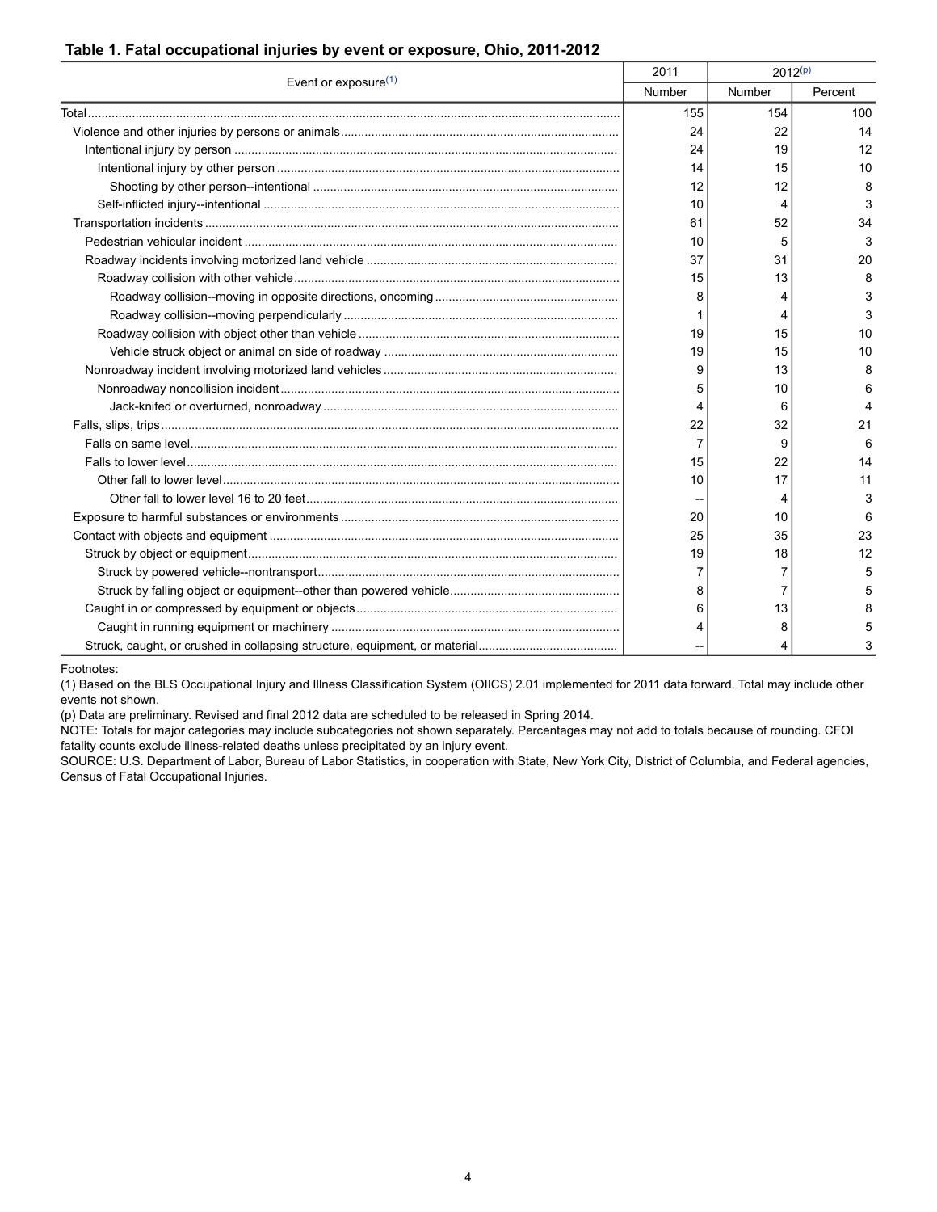### Table 1. Fatal occupational injuries by event or exposure, Ohio, 2011-2012

| Event or exposure[1] | 2011 | 2012[(p)] | |
|---|---|---|---|
| | Number | Number | Percent |
| Total | 155 | 154 | 100 |
| Violence and other injuries by persons or animals | 24 | 22 | 14 |
| Intentional injury by person | 24 | 19 | 12 |
| Intentional injury by other person | 14 | 15 | 10 |
| Shooting by other person--intentional | 12 | 12 | 8 |
| Self-inflicted injury--intentional | 10 | 4 | 3 |
| Transportation incidents | 61 | 52 | 34 |
| Pedestrian vehicular incident | 10 | 5 | 3 |
| Roadway incidents involving motorized land vehicle | 37 | 31 | 20 |
| Roadway collision with other vehicle | 15 | 13 | 8 |
| Roadway collision--moving in opposite directions, oncoming | 8 | 4 | 3 |
| Roadway collision--moving perpendicularly | 1 | 4 | 3 |
| Roadway collision with object other than vehicle | 19 | 15 | 10 |
| Vehicle struck object or animal on side of roadway | 19 | 15 | 10 |
| Nonroadway incident involving motorized land vehicles | 9 | 13 | 8 |
| Nonroadway noncollision incident | 5 | 10 | 6 |
| Jack-knifed or overturned, nonroadway | 4 | 6 | 4 |
| Falls, slips, trips | 22 | 32 | 21 |
| Falls on same level | 7 | 9 | 6 |
| Falls to lower level | 15 | 22 | 14 |
| Other fall to lower level | 10 | 17 | 11 |
| Other fall to lower level 16 to 20 feet | -- | 4 | 3 |
| Exposure to harmful substances or environments | 20 | 10 | 6 |
| Contact with objects and equipment | 25 | 35 | 23 |
| Struck by object or equipment | 19 | 18 | 12 |
| Struck by powered vehicle--nontransport | 7 | 7 | 5 |
| Struck by falling object or equipment--other than powered vehicle | 8 | 7 | 5 |
| Caught in or compressed by equipment or objects | 6 | 13 | 8 |
| Caught in running equipment or machinery | 4 | 8 | 5 |
| Struck, caught, or crushed in collapsing structure, equipment, or material | -- | 4 | 3 |

Footnotes:

(1) Based on the BLS Occupational Injury and Illness Classification System (OIICS) 2.01 implemented for 2011 data forward. Total may include other events not shown.

(p) Data are preliminary. Revised and final 2012 data are scheduled to be released in Spring 2014.

NOTE: Totals for major categories may include subcategories not shown separately. Percentages may not add to totals because of rounding. CFOI fatality counts exclude illness-related deaths unless precipitated by an injury event.

SOURCE: U.S. Department of Labor, Bureau of Labor Statistics, in cooperation with State, New York City, District of Columbia, and Federal agencies, Census of Fatal Occupational Injuries.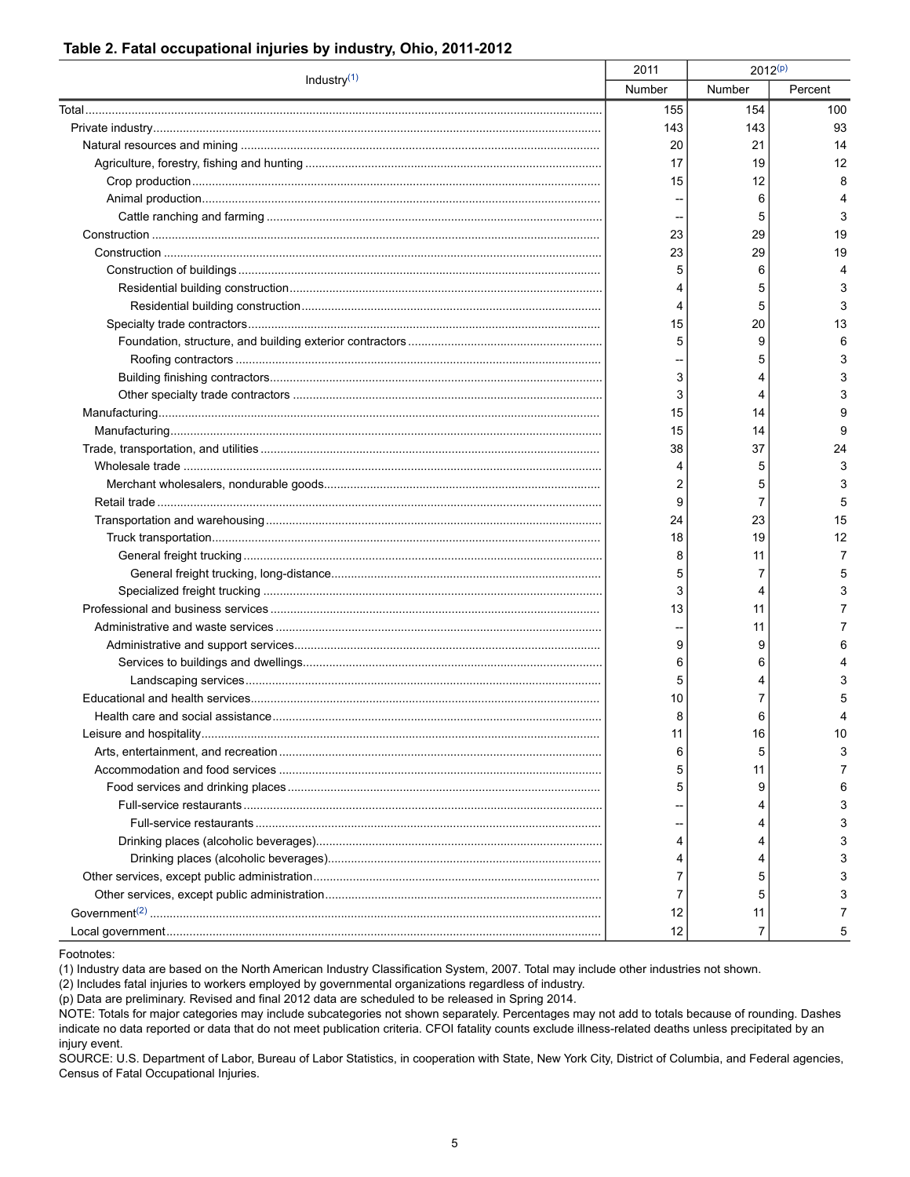## Table 2. Fatal occupational injuries by industry, Ohio, 2011-2012

| Industry[(1)] | 2011 | 2012[(p)] | |
|---|---|---|---|
| | Number | Number | Percent |
| Total | 155 | 154 | 100 |
| Private industry | 143 | 143 | 93 |
| Natural resources and mining | 20 | 21 | 14 |
| Agriculture, forestry, fishing and hunting | 17 | 19 | 12 |
| Crop production | 15 | 12 | 8 |
| Animal production | -- | 6 | 4 |
| Cattle ranching and farming | -- | 5 | 3 |
| Construction | 23 | 29 | 19 |
| Construction | 23 | 29 | 19 |
| Construction of buildings | 5 | 6 | 4 |
| Residential building construction | 4 | 5 | 3 |
| Residential building construction | 4 | 5 | 3 |
| Specialty trade contractors | 15 | 20 | 13 |
| Foundation, structure, and building exterior contractors | 5 | 9 | 6 |
| Roofing contractors | -- | 5 | 3 |
| Building finishing contractors | 3 | 4 | 3 |
| Other specialty trade contractors | 3 | 4 | 3 |
| Manufacturing | 15 | 14 | 9 |
| Manufacturing | 15 | 14 | 9 |
| Trade, transportation, and utilities | 38 | 37 | 24 |
| Wholesale trade | 4 | 5 | 3 |
| Merchant wholesalers, nondurable goods | 2 | 5 | 3 |
| Retail trade | 9 | 7 | 5 |
| Transportation and warehousing | 24 | 23 | 15 |
| Truck transportation | 18 | 19 | 12 |
| General freight trucking | 8 | 11 | 7 |
| General freight trucking, long-distance | 5 | 7 | 5 |
| Specialized freight trucking | 3 | 4 | 3 |
| Professional and business services | 13 | 11 | 7 |
| Administrative and waste services | -- | 11 | 7 |
| Administrative and support services | 9 | 9 | 6 |
| Services to buildings and dwellings | 6 | 6 | 4 |
| Landscaping services | 5 | 4 | 3 |
| Educational and health services | 10 | 7 | 5 |
| Health care and social assistance | 8 | 6 | 4 |
| Leisure and hospitality | 11 | 16 | 10 |
| Arts, entertainment, and recreation | 6 | 5 | 3 |
| Accommodation and food services | 5 | 11 | 7 |
| Food services and drinking places | 5 | 9 | 6 |
| Full-service restaurants | -- | 4 | 3 |
| Full-service restaurants | -- | 4 | 3 |
| Drinking places (alcoholic beverages) | 4 | 4 | 3 |
| Drinking places (alcoholic beverages) | 4 | 4 | 3 |
| Other services, except public administration | 7 | 5 | 3 |
| Other services, except public administration | 7 | 5 | 3 |
| Government[(2)] | 12 | 11 | 7 |
| Local government | 12 | 7 | 5 |

Footnotes:
(1) Industry data are based on the North American Industry Classification System, 2007. Total may include other industries not shown.
(2) Includes fatal injuries to workers employed by governmental organizations regardless of industry.
(p) Data are preliminary. Revised and final 2012 data are scheduled to be released in Spring 2014.
NOTE: Totals for major categories may include subcategories not shown separately. Percentages may not add to totals because of rounding. Dashes indicate no data reported or data that do not meet publication criteria. CFOI fatality counts exclude illness-related deaths unless precipitated by an injury event.
SOURCE: U.S. Department of Labor, Bureau of Labor Statistics, in cooperation with State, New York City, District of Columbia, and Federal agencies, Census of Fatal Occupational Injuries.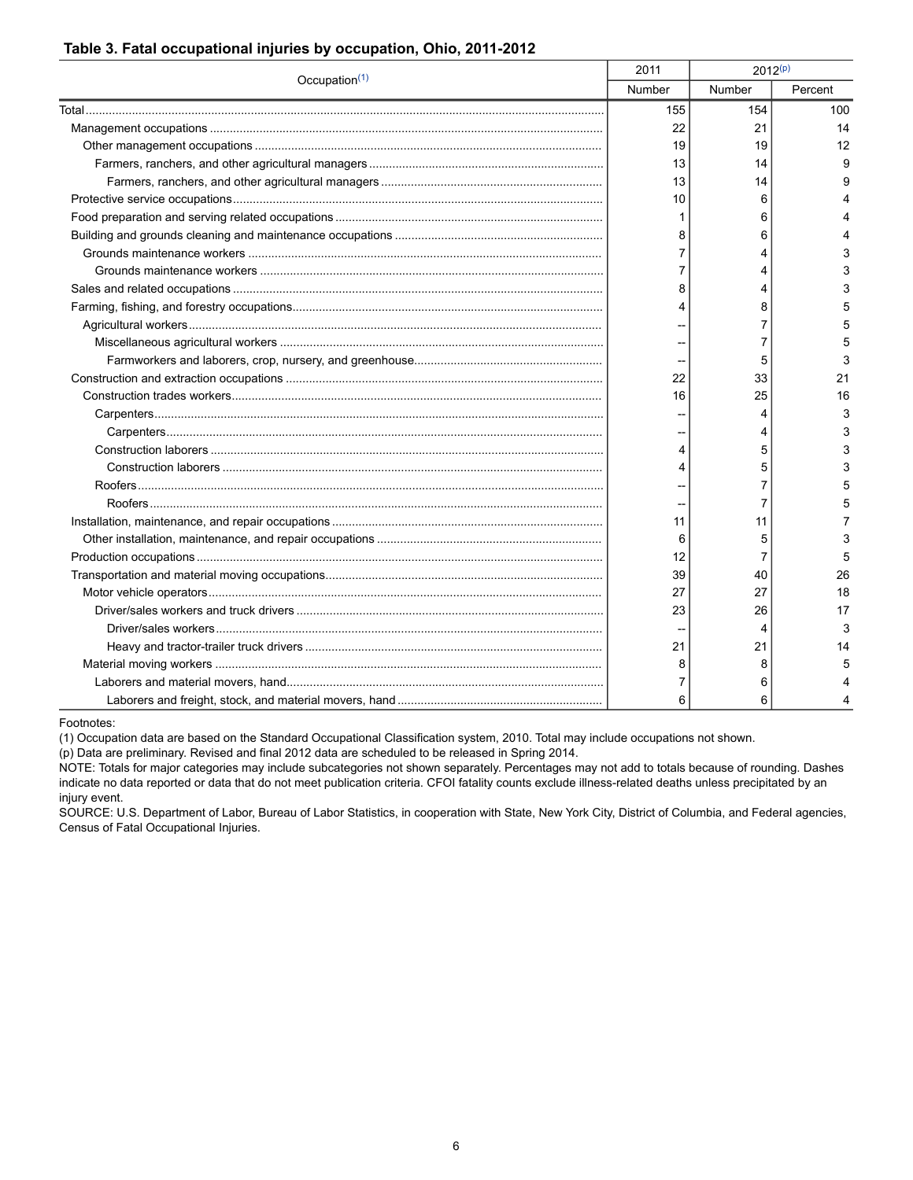### Table 3. Fatal occupational injuries by occupation, Ohio, 2011-2012

| Occupation[(1)] | 2011 | 2012[(p)] | |
|---|---|---|---|
| | Number | Number | Percent |
| Total | 155 | 154 | 100 |
| Management occupations | 22 | 21 | 14 |
| Other management occupations | 19 | 19 | 12 |
| Farmers, ranchers, and other agricultural managers | 13 | 14 | 9 |
| Farmers, ranchers, and other agricultural managers | 13 | 14 | 9 |
| Protective service occupations | 10 | 6 | 4 |
| Food preparation and serving related occupations | 1 | 6 | 4 |
| Building and grounds cleaning and maintenance occupations | 8 | 6 | 4 |
| Grounds maintenance workers | 7 | 4 | 3 |
| Grounds maintenance workers | 7 | 4 | 3 |
| Sales and related occupations | 8 | 4 | 3 |
| Farming, fishing, and forestry occupations | 4 | 8 | 5 |
| Agricultural workers | -- | 7 | 5 |
| Miscellaneous agricultural workers | -- | 7 | 5 |
| Farmworkers and laborers, crop, nursery, and greenhouse | -- | 5 | 3 |
| Construction and extraction occupations | 22 | 33 | 21 |
| Construction trades workers | 16 | 25 | 16 |
| Carpenters | -- | 4 | 3 |
| Carpenters | -- | 4 | 3 |
| Construction laborers | 4 | 5 | 3 |
| Construction laborers | 4 | 5 | 3 |
| Roofers | -- | 7 | 5 |
| Roofers | -- | 7 | 5 |
| Installation, maintenance, and repair occupations | 11 | 11 | 7 |
| Other installation, maintenance, and repair occupations | 6 | 5 | 3 |
| Production occupations | 12 | 7 | 5 |
| Transportation and material moving occupations | 39 | 40 | 26 |
| Motor vehicle operators | 27 | 27 | 18 |
| Driver/sales workers and truck drivers | 23 | 26 | 17 |
| Driver/sales workers | -- | 4 | 3 |
| Heavy and tractor-trailer truck drivers | 21 | 21 | 14 |
| Material moving workers | 8 | 8 | 5 |
| Laborers and material movers, hand | 7 | 6 | 4 |
| Laborers and freight, stock, and material movers, hand | 6 | 6 | 4 |

Footnotes:
(1) Occupation data are based on the Standard Occupational Classification system, 2010. Total may include occupations not shown.
(p) Data are preliminary. Revised and final 2012 data are scheduled to be released in Spring 2014.
NOTE: Totals for major categories may include subcategories not shown separately. Percentages may not add to totals because of rounding. Dashes indicate no data reported or data that do not meet publication criteria. CFOI fatality counts exclude illness-related deaths unless precipitated by an injury event.
SOURCE: U.S. Department of Labor, Bureau of Labor Statistics, in cooperation with State, New York City, District of Columbia, and Federal agencies, Census of Fatal Occupational Injuries.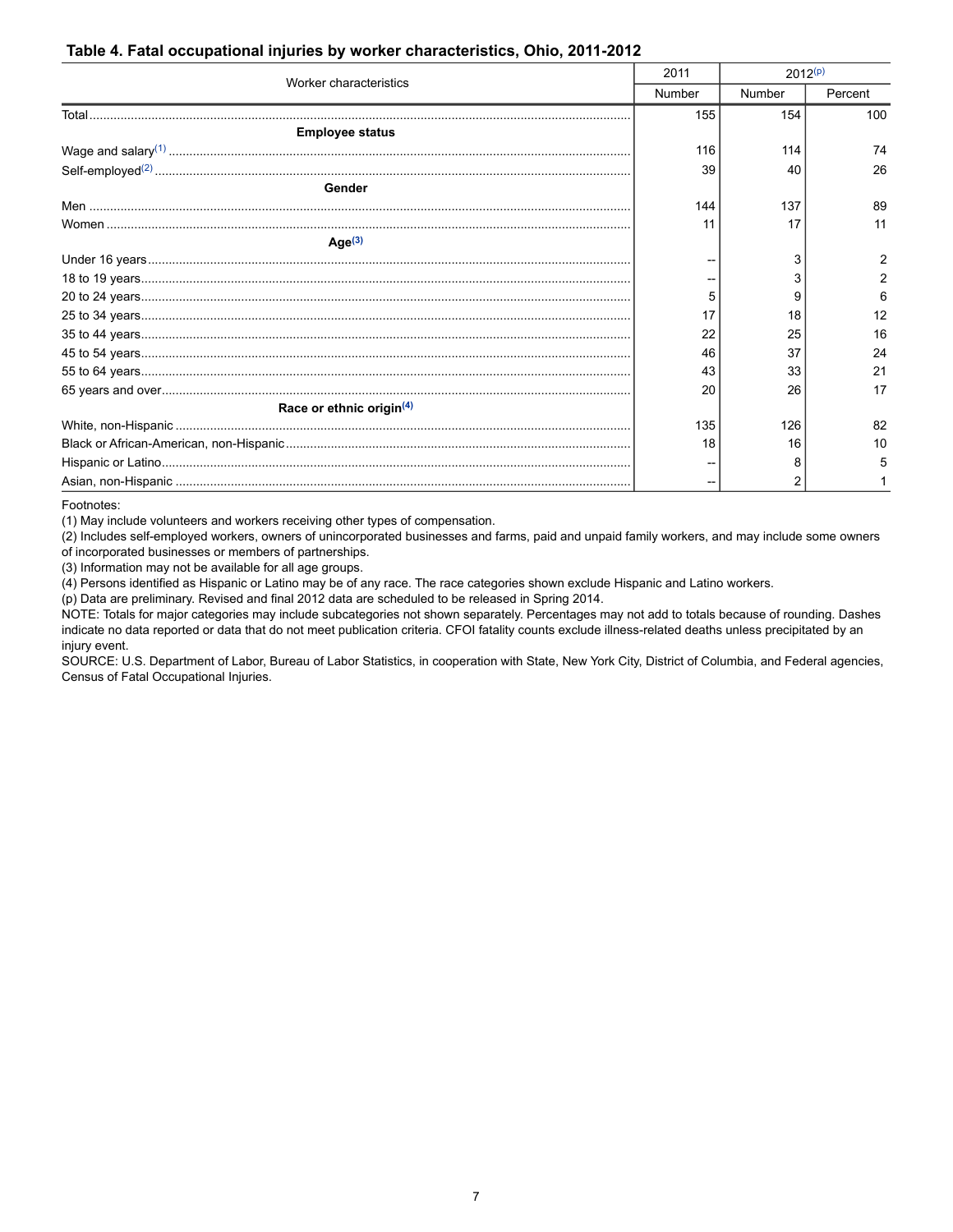### Table 4. Fatal occupational injuries by worker characteristics, Ohio, 2011-2012

| Worker characteristics | 2011 | 2012[p] | |
|---|---|---|---|
| | Number | Number | Percent |
| Total | 155 | 154 | 100 |
| **Employee status** | | | |
| Wage and salary[1] | 116 | 114 | 74 |
| Self-employed[2] | 39 | 40 | 26 |
| **Gender** | | | |
| Men | 144 | 137 | 89 |
| Women | 11 | 17 | 11 |
| **Age[3]** | | | |
| Under 16 years | -- | 3 | 2 |
| 18 to 19 years | -- | 3 | 2 |
| 20 to 24 years | 5 | 9 | 6 |
| 25 to 34 years | 17 | 18 | 12 |
| 35 to 44 years | 22 | 25 | 16 |
| 45 to 54 years | 46 | 37 | 24 |
| 55 to 64 years | 43 | 33 | 21 |
| 65 years and over | 20 | 26 | 17 |
| **Race or ethnic origin[4]** | | | |
| White, non-Hispanic | 135 | 126 | 82 |
| Black or African-American, non-Hispanic | 18 | 16 | 10 |
| Hispanic or Latino | -- | 8 | 5 |
| Asian, non-Hispanic | -- | 2 | 1 |

Footnotes:
(1) May include volunteers and workers receiving other types of compensation.
(2) Includes self-employed workers, owners of unincorporated businesses and farms, paid and unpaid family workers, and may include some owners of incorporated businesses or members of partnerships.
(3) Information may not be available for all age groups.
(4) Persons identified as Hispanic or Latino may be of any race. The race categories shown exclude Hispanic and Latino workers.
(p) Data are preliminary. Revised and final 2012 data are scheduled to be released in Spring 2014.
NOTE: Totals for major categories may include subcategories not shown separately. Percentages may not add to totals because of rounding. Dashes indicate no data reported or data that do not meet publication criteria. CFOI fatality counts exclude illness-related deaths unless precipitated by an injury event.
SOURCE: U.S. Department of Labor, Bureau of Labor Statistics, in cooperation with State, New York City, District of Columbia, and Federal agencies, Census of Fatal Occupational Injuries.